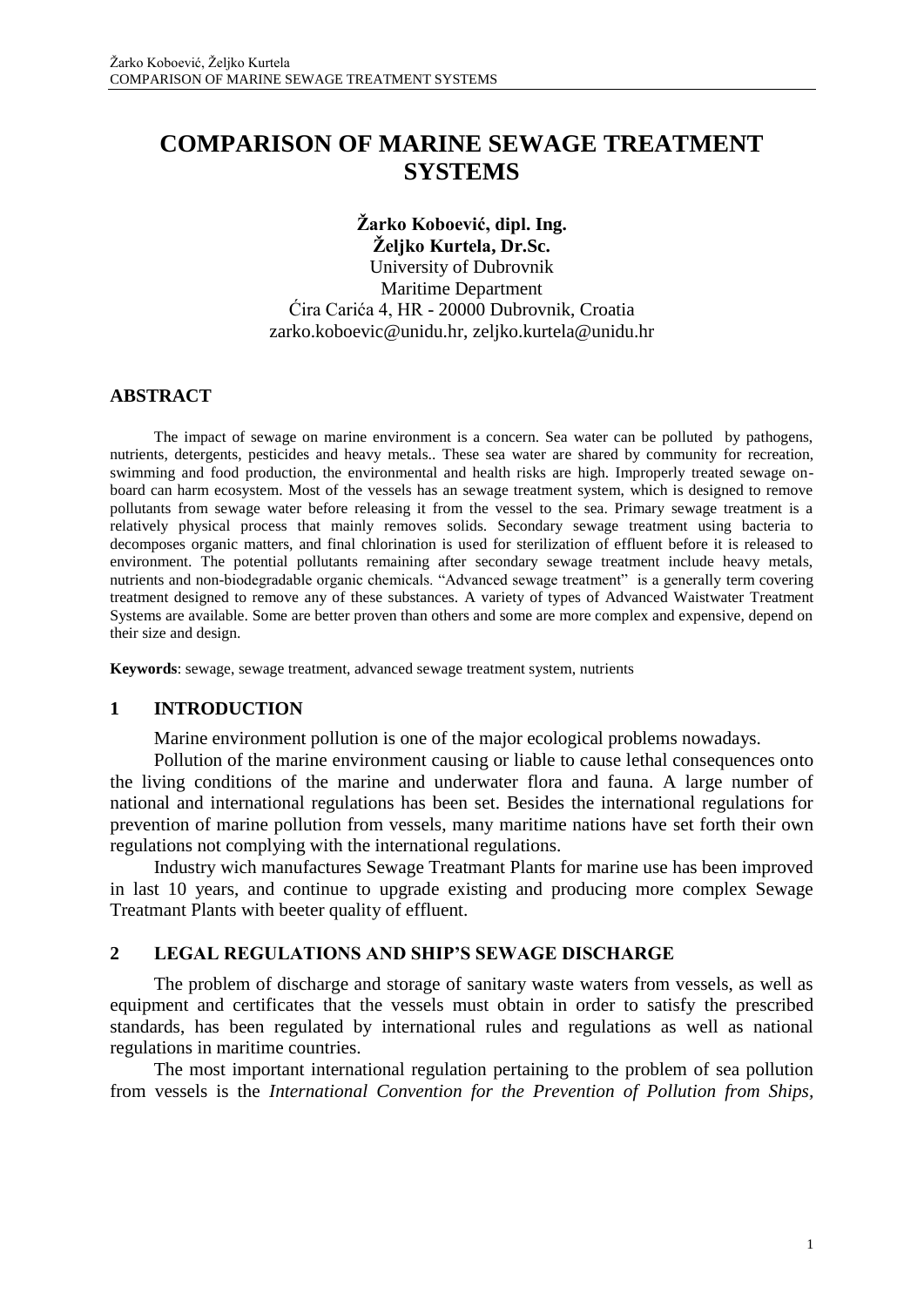# COMPARISON OF MARINE SEWAGE TREATMENT SYSTEMS

**Žarko Koboević, dipl. Ing.**
**Željko Kurtela, Dr.Sc.**
University of Dubrovnik
Maritime Department
Ćira Carića 4, HR - 20000 Dubrovnik, Croatia
zarko.koboevic@unidu.hr, zeljko.kurtela@unidu.hr

## ABSTRACT

The impact of sewage on marine environment is a concern. Sea water can be polluted by pathogens, nutrients, detergents, pesticides and heavy metals.. These sea water are shared by community for recreation, swimming and food production, the environmental and health risks are high. Improperly treated sewage on-board can harm ecosystem. Most of the vessels has an sewage treatment system, which is designed to remove pollutants from sewage water before releasing it from the vessel to the sea. Primary sewage treatment is a relatively physical process that mainly removes solids. Secondary sewage treatment using bacteria to decomposes organic matters, and final chlorination is used for sterilization of effluent before it is released to environment. The potential pollutants remaining after secondary sewage treatment include heavy metals, nutrients and non-biodegradable organic chemicals. "Advanced sewage treatment" is a generally term covering treatment designed to remove any of these substances. A variety of types of Advanced Waistwater Treatment Systems are available. Some are better proven than others and some are more complex and expensive, depend on their size and design.

**Keywords**: sewage, sewage treatment, advanced sewage treatment system, nutrients

## 1 INTRODUCTION

Marine environment pollution is one of the major ecological problems nowadays.

Pollution of the marine environment causing or liable to cause lethal consequences onto the living conditions of the marine and underwater flora and fauna. A large number of national and international regulations has been set. Besides the international regulations for prevention of marine pollution from vessels, many maritime nations have set forth their own regulations not complying with the international regulations.

Industry wich manufactures Sewage Treatmant Plants for marine use has been improved in last 10 years, and continue to upgrade existing and producing more complex Sewage Treatmant Plants with beeter quality of effluent.

## 2 LEGAL REGULATIONS AND SHIP'S SEWAGE DISCHARGE

The problem of discharge and storage of sanitary waste waters from vessels, as well as equipment and certificates that the vessels must obtain in order to satisfy the prescribed standards, has been regulated by international rules and regulations as well as national regulations in maritime countries.

The most important international regulation pertaining to the problem of sea pollution from vessels is the *International Convention for the Prevention of Pollution from Ships*,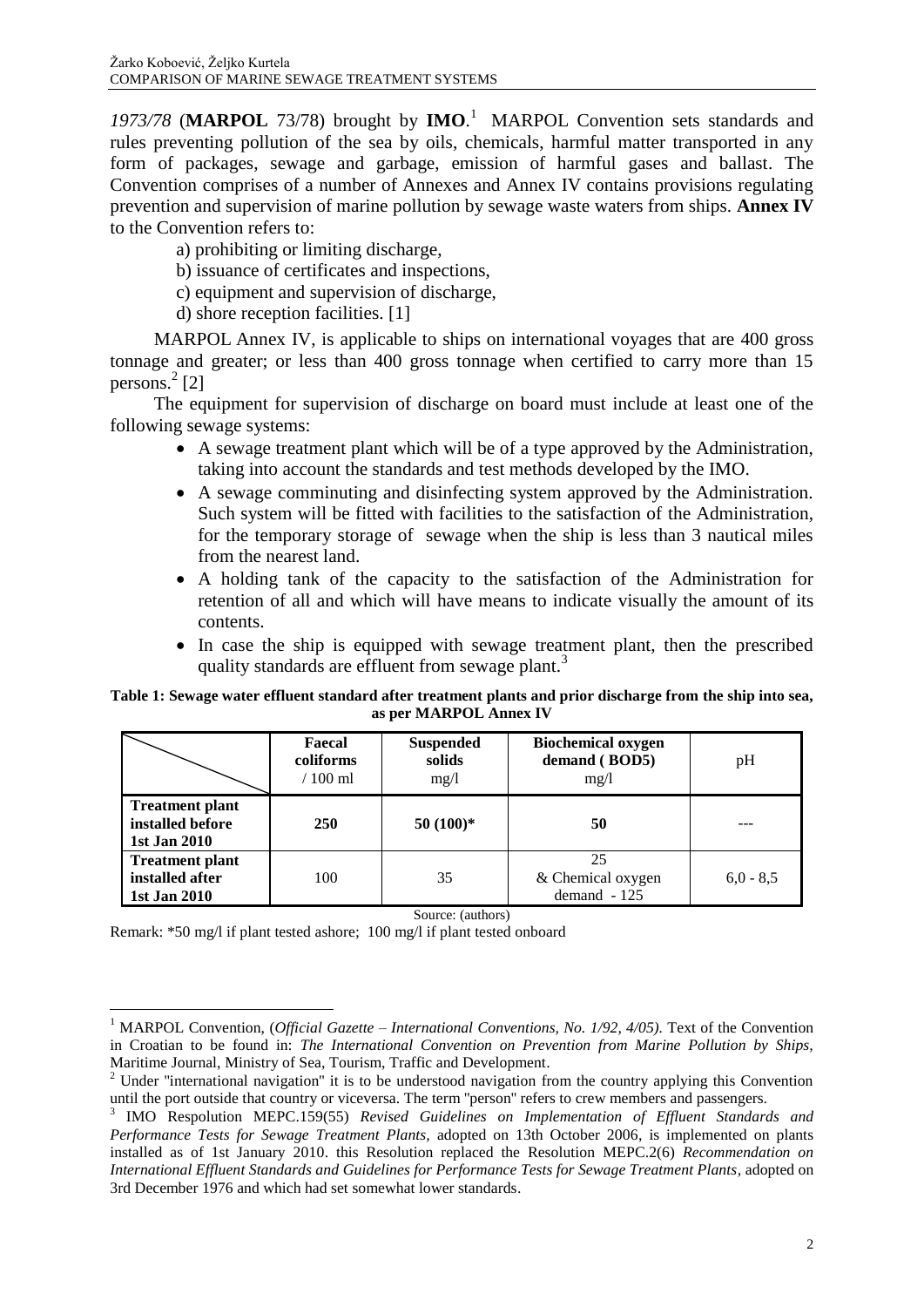*1973/78* (**MARPOL** 73/78) brought by **IMO**.[1] MARPOL Convention sets standards and rules preventing pollution of the sea by oils, chemicals, harmful matter transported in any form of packages, sewage and garbage, emission of harmful gases and ballast. The Convention comprises of a number of Annexes and Annex IV contains provisions regulating prevention and supervision of marine pollution by sewage waste waters from ships. **Annex IV** to the Convention refers to:

a) prohibiting or limiting discharge,

b) issuance of certificates and inspections,

c) equipment and supervision of discharge,

d) shore reception facilities. [1]

MARPOL Annex IV, is applicable to ships on international voyages that are 400 gross tonnage and greater; or less than 400 gross tonnage when certified to carry more than 15 persons.[2] [2]

The equipment for supervision of discharge on board must include at least one of the following sewage systems:

- A sewage treatment plant which will be of a type approved by the Administration, taking into account the standards and test methods developed by the IMO.
- A sewage comminuting and disinfecting system approved by the Administration. Such system will be fitted with facilities to the satisfaction of the Administration, for the temporary storage of sewage when the ship is less than 3 nautical miles from the nearest land.
- A holding tank of the capacity to the satisfaction of the Administration for retention of all and which will have means to indicate visually the amount of its contents.
- In case the ship is equipped with sewage treatment plant, then the prescribed quality standards are effluent from sewage plant.[3]

**Table 1: Sewage water effluent standard after treatment plants and prior discharge from the ship into sea, as per MARPOL Annex IV**

| | **Faecal coliforms / 100 ml** | **Suspended solids mg/l** | **Biochemical oxygen demand ( BOD5) mg/l** | pH |
|---|---|---|---|---|
| **Treatment plant installed before 1st Jan 2010** | **250** | **50 (100)*** | **50** | --- |
| **Treatment plant installed after 1st Jan 2010** | 100 | 35 | 25 & Chemical oxygen demand - 125 | 6,0 - 8,5 |

Source: (authors)

Remark: *50 mg/l if plant tested ashore; 100 mg/l if plant tested onboard

---

[1] MARPOL Convention, (*Official Gazette – International Conventions, No. 1/92, 4/05).* Text of the Convention in Croatian to be found in: *The International Convention on Prevention from Marine Pollution by Ships,* Maritime Journal, Ministry of Sea, Tourism, Traffic and Development.

[2] Under "international navigation" it is to be understood navigation from the country applying this Convention until the port outside that country or viceversa. The term "person" refers to crew members and passengers.

[3] IMO Respolution MEPC.159(55) *Revised Guidelines on Implementation of Effluent Standards and Performance Tests for Sewage Treatment Plants,* adopted on 13th October 2006, is implemented on plants installed as of 1st January 2010. this Resolution replaced the Resolution MEPC.2(6) *Recommendation on International Effluent Standards and Guidelines for Performance Tests for Sewage Treatment Plants,* adopted on 3rd December 1976 and which had set somewhat lower standards.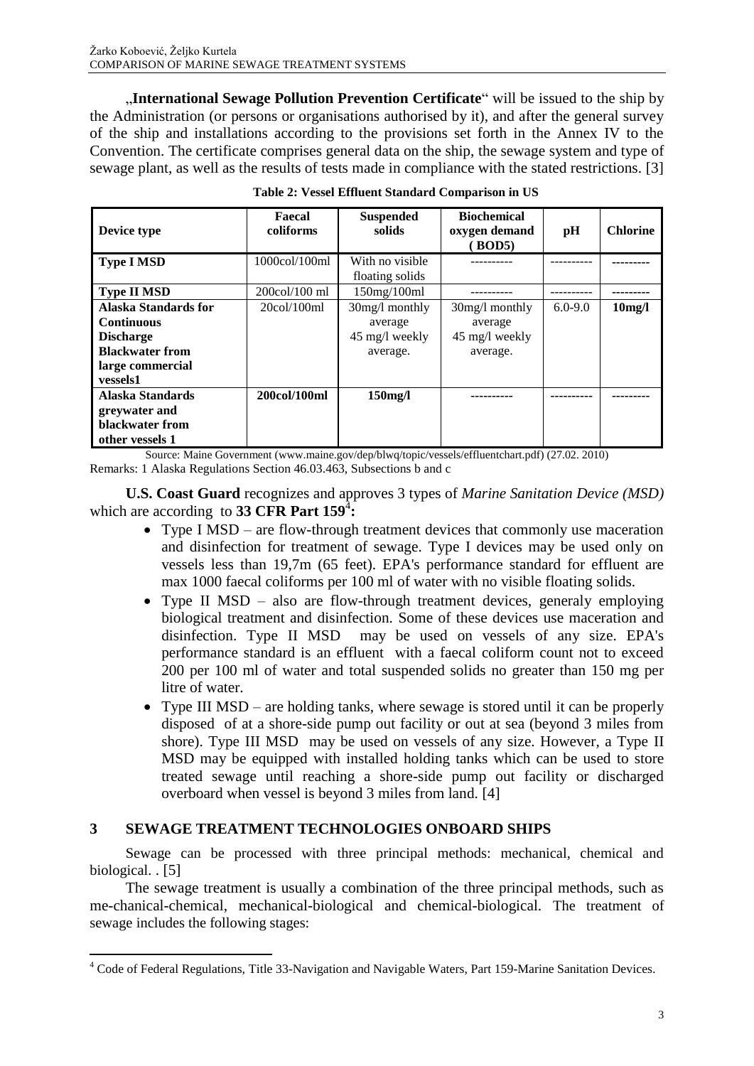„**International Sewage Pollution Prevention Certificate**" will be issued to the ship by the Administration (or persons or organisations authorised by it), and after the general survey of the ship and installations according to the provisions set forth in the Annex IV to the Convention. The certificate comprises general data on the ship, the sewage system and type of sewage plant, as well as the results of tests made in compliance with the stated restrictions. [3]

**Table 2: Vessel Effluent Standard Comparison in US**

| Device type | Faecal coliforms | Suspended solids | Biochemical oxygen demand (BOD5) | pH | Chlorine |
|---|---|---|---|---|---|
| **Type I MSD** | 1000col/100ml | With no visible floating solids | ---------- | ---------- | --------- |
| **Type II MSD** | 200col/100 ml | 150mg/100ml | ---------- | ---------- | --------- |
| **Alaska Standards for Continuous Discharge Blackwater from large commercial vessels1** | 20col/100ml | 30mg/l monthly average 45 mg/l weekly average. | 30mg/l monthly average 45 mg/l weekly average. | 6.0-9.0 | **10mg/l** |
| **Alaska Standards greywater and blackwater from other vessels 1** | **200col/100ml** | **150mg/l** | ---------- | ---------- | --------- |

Source: Maine Government (www.maine.gov/dep/blwq/topic/vessels/effluentchart.pdf) (27.02. 2010)
Remarks: 1 Alaska Regulations Section 46.03.463, Subsections b and c

**U.S. Coast Guard** recognizes and approves 3 types of *Marine Sanitation Device (MSD)* which are according to **33 CFR Part 159**[4]**:**

- Type I MSD – are flow-through treatment devices that commonly use maceration and disinfection for treatment of sewage. Type I devices may be used only on vessels less than 19,7m (65 feet). EPA's performance standard for effluent are max 1000 faecal coliforms per 100 ml of water with no visible floating solids.
- Type II MSD – also are flow-through treatment devices, generaly employing biological treatment and disinfection. Some of these devices use maceration and disinfection. Type II MSD may be used on vessels of any size. EPA's performance standard is an effluent with a faecal coliform count not to exceed 200 per 100 ml of water and total suspended solids no greater than 150 mg per litre of water.
- Type III MSD – are holding tanks, where sewage is stored until it can be properly disposed of at a shore-side pump out facility or out at sea (beyond 3 miles from shore). Type III MSD may be used on vessels of any size. However, a Type II MSD may be equipped with installed holding tanks which can be used to store treated sewage until reaching a shore-side pump out facility or discharged overboard when vessel is beyond 3 miles from land. [4]

## 3 SEWAGE TREATMENT TECHNOLOGIES ONBOARD SHIPS

Sewage can be processed with three principal methods: mechanical, chemical and biological. . [5]

The sewage treatment is usually a combination of the three principal methods, such as me-chanical-chemical, mechanical-biological and chemical-biological. The treatment of sewage includes the following stages:

[4] Code of Federal Regulations, Title 33-Navigation and Navigable Waters, Part 159-Marine Sanitation Devices.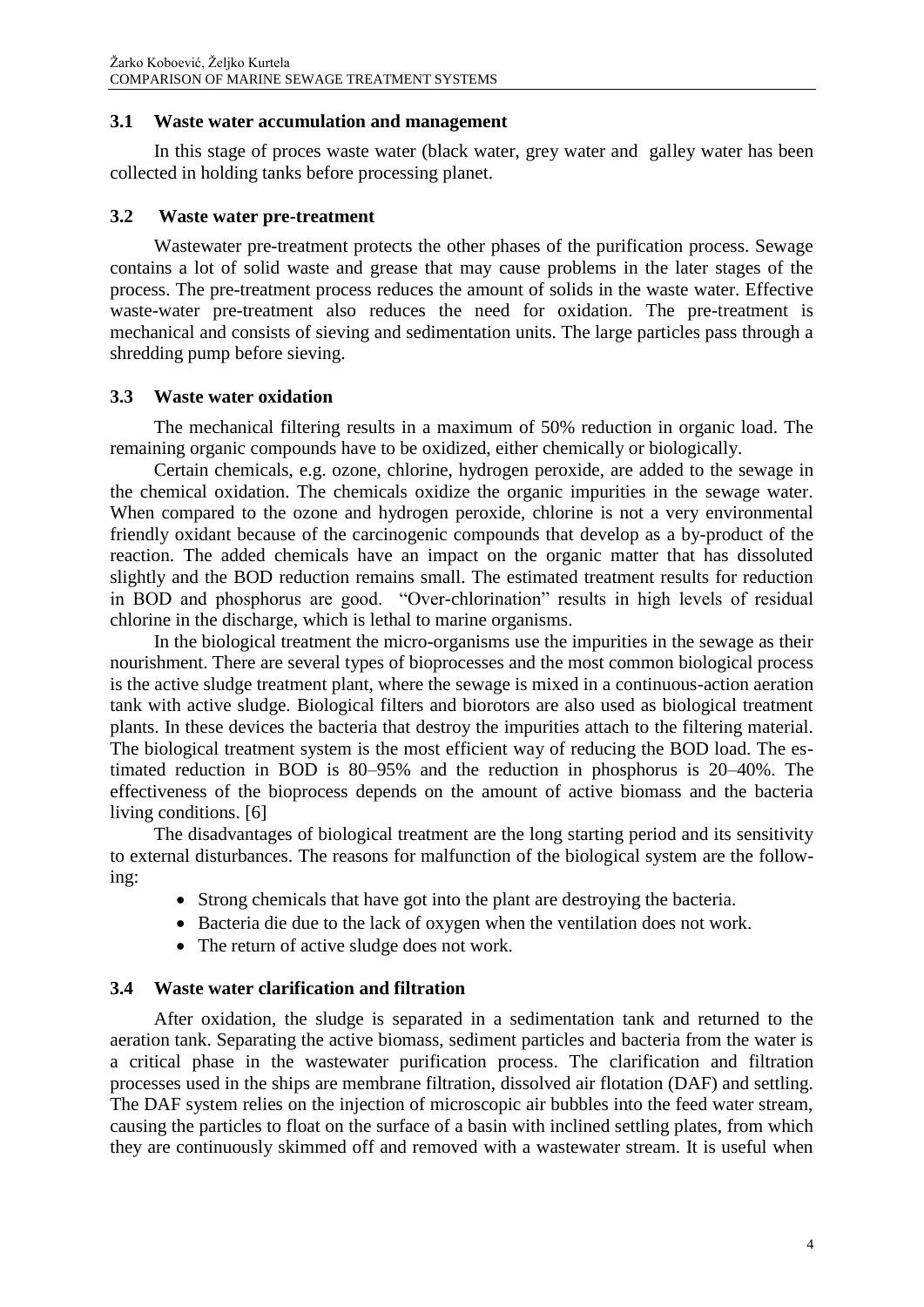### 3.1 Waste water accumulation and management

In this stage of proces waste water (black water, grey water and galley water has been collected in holding tanks before processing planet.

### 3.2 Waste water pre-treatment

Wastewater pre-treatment protects the other phases of the purification process. Sewage contains a lot of solid waste and grease that may cause problems in the later stages of the process. The pre-treatment process reduces the amount of solids in the waste water. Effective waste-water pre-treatment also reduces the need for oxidation. The pre-treatment is mechanical and consists of sieving and sedimentation units. The large particles pass through a shredding pump before sieving.

### 3.3 Waste water oxidation

The mechanical filtering results in a maximum of 50% reduction in organic load. The remaining organic compounds have to be oxidized, either chemically or biologically.

Certain chemicals, e.g. ozone, chlorine, hydrogen peroxide, are added to the sewage in the chemical oxidation. The chemicals oxidize the organic impurities in the sewage water. When compared to the ozone and hydrogen peroxide, chlorine is not a very environmental friendly oxidant because of the carcinogenic compounds that develop as a by-product of the reaction. The added chemicals have an impact on the organic matter that has dissoluted slightly and the BOD reduction remains small. The estimated treatment results for reduction in BOD and phosphorus are good. "Over-chlorination" results in high levels of residual chlorine in the discharge, which is lethal to marine organisms.

In the biological treatment the micro-organisms use the impurities in the sewage as their nourishment. There are several types of bioprocesses and the most common biological process is the active sludge treatment plant, where the sewage is mixed in a continuous-action aeration tank with active sludge. Biological filters and biorotors are also used as biological treatment plants. In these devices the bacteria that destroy the impurities attach to the filtering material. The biological treatment system is the most efficient way of reducing the BOD load. The estimated reduction in BOD is 80–95% and the reduction in phosphorus is 20–40%. The effectiveness of the bioprocess depends on the amount of active biomass and the bacteria living conditions. [6]

The disadvantages of biological treatment are the long starting period and its sensitivity to external disturbances. The reasons for malfunction of the biological system are the following:

- Strong chemicals that have got into the plant are destroying the bacteria.
- Bacteria die due to the lack of oxygen when the ventilation does not work.
- The return of active sludge does not work.

### 3.4 Waste water clarification and filtration

After oxidation, the sludge is separated in a sedimentation tank and returned to the aeration tank. Separating the active biomass, sediment particles and bacteria from the water is a critical phase in the wastewater purification process. The clarification and filtration processes used in the ships are membrane filtration, dissolved air flotation (DAF) and settling. The DAF system relies on the injection of microscopic air bubbles into the feed water stream, causing the particles to float on the surface of a basin with inclined settling plates, from which they are continuously skimmed off and removed with a wastewater stream. It is useful when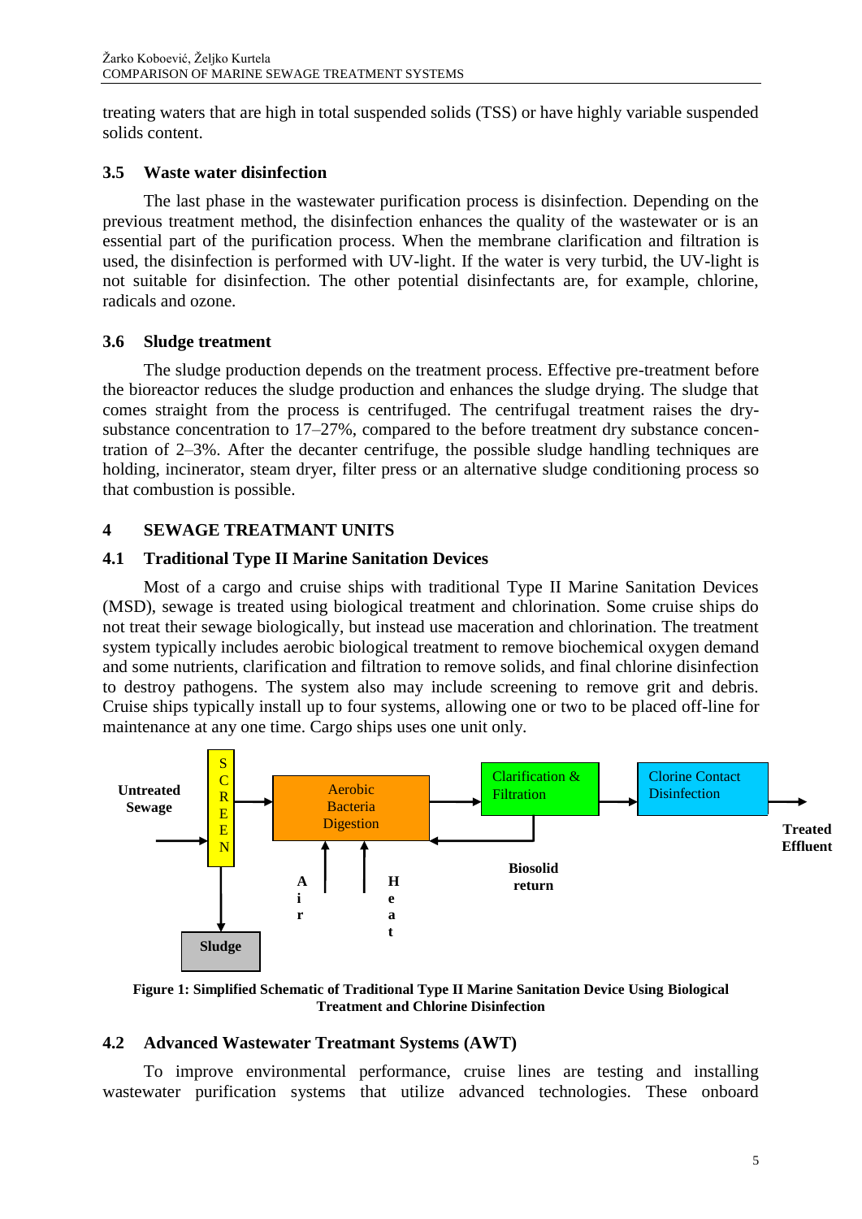treating waters that are high in total suspended solids (TSS) or have highly variable suspended solids content.

### 3.5 Waste water disinfection

The last phase in the wastewater purification process is disinfection. Depending on the previous treatment method, the disinfection enhances the quality of the wastewater or is an essential part of the purification process. When the membrane clarification and filtration is used, the disinfection is performed with UV-light. If the water is very turbid, the UV-light is not suitable for disinfection. The other potential disinfectants are, for example, chlorine, radicals and ozone.

### 3.6 Sludge treatment

The sludge production depends on the treatment process. Effective pre-treatment before the bioreactor reduces the sludge production and enhances the sludge drying. The sludge that comes straight from the process is centrifuged. The centrifugal treatment raises the dry-substance concentration to 17–27%, compared to the before treatment dry substance concentration of 2–3%. After the decanter centrifuge, the possible sludge handling techniques are holding, incinerator, steam dryer, filter press or an alternative sludge conditioning process so that combustion is possible.

## 4 SEWAGE TREATMANT UNITS

### 4.1 Traditional Type II Marine Sanitation Devices

Most of a cargo and cruise ships with traditional Type II Marine Sanitation Devices (MSD), sewage is treated using biological treatment and chlorination. Some cruise ships do not treat their sewage biologically, but instead use maceration and chlorination. The treatment system typically includes aerobic biological treatment to remove biochemical oxygen demand and some nutrients, clarification and filtration to remove solids, and final chlorine disinfection to destroy pathogens. The system also may include screening to remove grit and debris. Cruise ships typically install up to four systems, allowing one or two to be placed off-line for maintenance at any one time. Cargo ships uses one unit only.

Untreated Sewage → SCREEN → Aerobic Bacteria Digestion → Clarification & Filtration → Clorine Contact Disinfection → Treated Effluent

SCREEN → Sludge; Air, Heat → Aerobic Bacteria Digestion; Biosolid return (Clarification & Filtration → Aerobic Bacteria Digestion)

**Figure 1: Simplified Schematic of Traditional Type II Marine Sanitation Device Using Biological Treatment and Chlorine Disinfection**

### 4.2 Advanced Wastewater Treatmant Systems (AWT)

To improve environmental performance, cruise lines are testing and installing wastewater purification systems that utilize advanced technologies. These onboard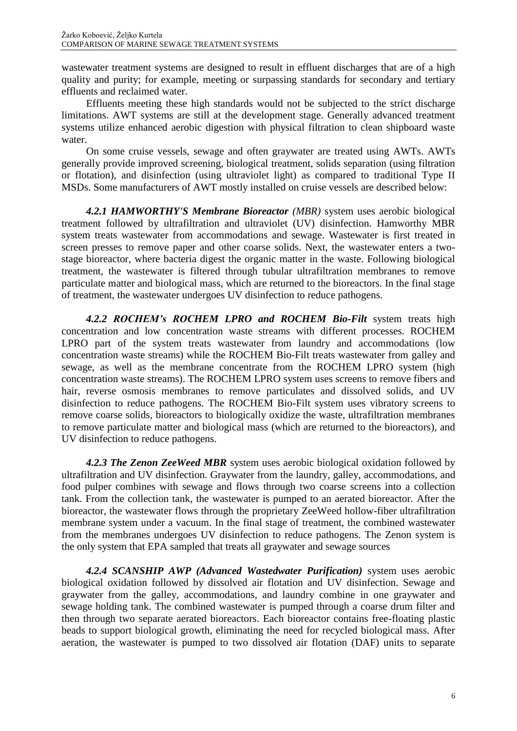wastewater treatment systems are designed to result in effluent discharges that are of a high quality and purity; for example, meeting or surpassing standards for secondary and tertiary effluents and reclaimed water.

Effluents meeting these high standards would not be subjected to the strict discharge limitations. AWT systems are still at the development stage. Generally advanced treatment systems utilize enhanced aerobic digestion with physical filtration to clean shipboard waste water.

On some cruise vessels, sewage and often graywater are treated using AWTs. AWTs generally provide improved screening, biological treatment, solids separation (using filtration or flotation), and disinfection (using ultraviolet light) as compared to traditional Type II MSDs. Some manufacturers of AWT mostly installed on cruise vessels are described below:

***4.2.1 HAMWORTHY'S Membrane Bioreactor** (MBR)* system uses aerobic biological treatment followed by ultrafiltration and ultraviolet (UV) disinfection. Hamworthy MBR system treats wastewater from accommodations and sewage. Wastewater is first treated in screen presses to remove paper and other coarse solids. Next, the wastewater enters a two-stage bioreactor, where bacteria digest the organic matter in the waste. Following biological treatment, the wastewater is filtered through tubular ultrafiltration membranes to remove particulate matter and biological mass, which are returned to the bioreactors. In the final stage of treatment, the wastewater undergoes UV disinfection to reduce pathogens.

***4.2.2 ROCHEM's ROCHEM LPRO and ROCHEM Bio-Filt*** system treats high concentration and low concentration waste streams with different processes. ROCHEM LPRO part of the system treats wastewater from laundry and accommodations (low concentration waste streams) while the ROCHEM Bio-Filt treats wastewater from galley and sewage, as well as the membrane concentrate from the ROCHEM LPRO system (high concentration waste streams). The ROCHEM LPRO system uses screens to remove fibers and hair, reverse osmosis membranes to remove particulates and dissolved solids, and UV disinfection to reduce pathogens. The ROCHEM Bio-Filt system uses vibratory screens to remove coarse solids, bioreactors to biologically oxidize the waste, ultrafiltration membranes to remove particulate matter and biological mass (which are returned to the bioreactors), and UV disinfection to reduce pathogens.

***4.2.3 The Zenon ZeeWeed MBR*** system uses aerobic biological oxidation followed by ultrafiltration and UV disinfection. Graywater from the laundry, galley, accommodations, and food pulper combines with sewage and flows through two coarse screens into a collection tank. From the collection tank, the wastewater is pumped to an aerated bioreactor. After the bioreactor, the wastewater flows through the proprietary ZeeWeed hollow-fiber ultrafiltration membrane system under a vacuum. In the final stage of treatment, the combined wastewater from the membranes undergoes UV disinfection to reduce pathogens. The Zenon system is the only system that EPA sampled that treats all graywater and sewage sources

***4.2.4 SCANSHIP AWP (Advanced Wastedwater Purification)*** system uses aerobic biological oxidation followed by dissolved air flotation and UV disinfection. Sewage and graywater from the galley, accommodations, and laundry combine in one graywater and sewage holding tank. The combined wastewater is pumped through a coarse drum filter and then through two separate aerated bioreactors. Each bioreactor contains free-floating plastic beads to support biological growth, eliminating the need for recycled biological mass. After aeration, the wastewater is pumped to two dissolved air flotation (DAF) units to separate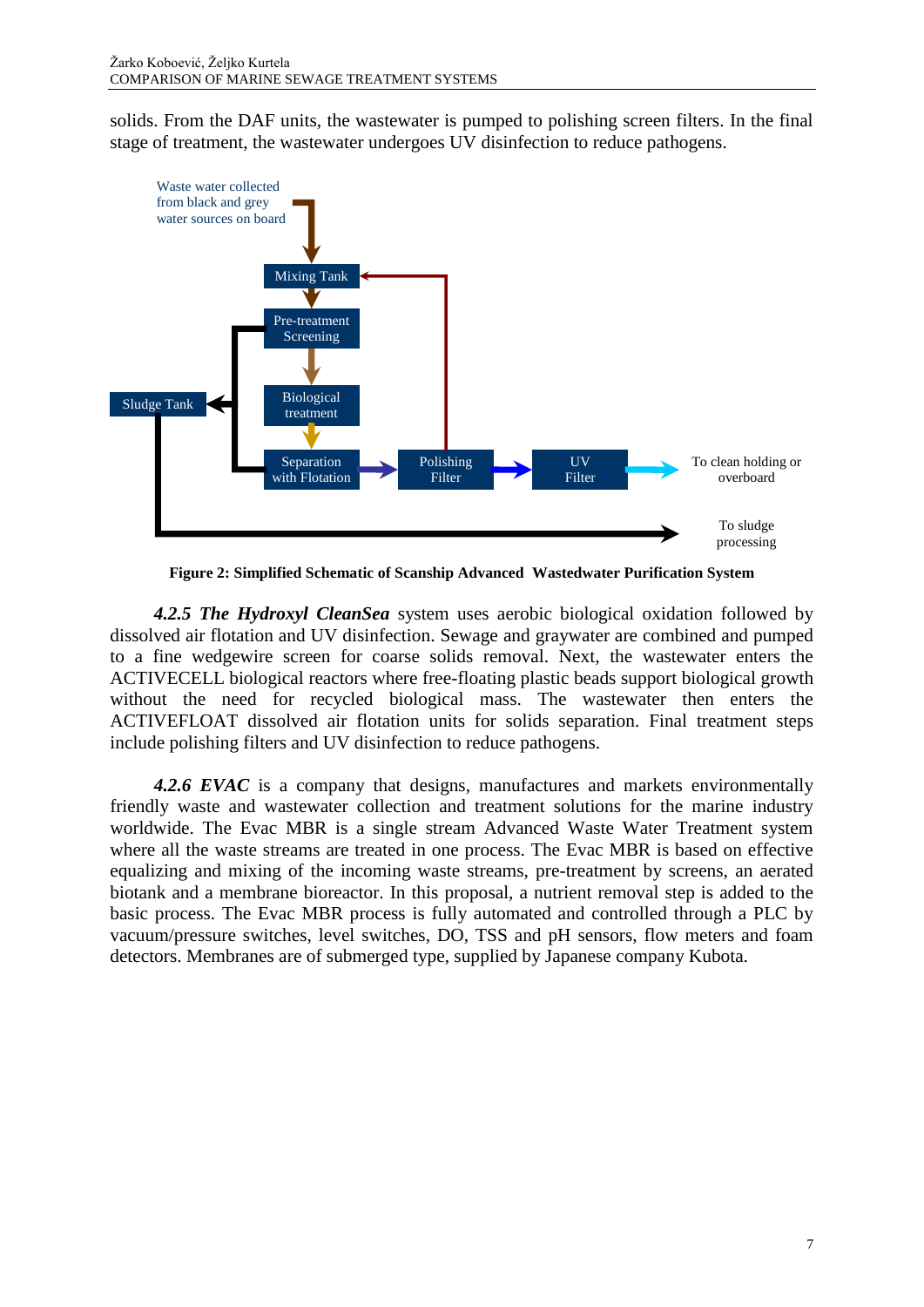solids. From the DAF units, the wastewater is pumped to polishing screen filters. In the final stage of treatment, the wastewater undergoes UV disinfection to reduce pathogens.

Waste water collected from black and grey water sources on board

Mixing Tank

Pre-treatment Screening

Biological treatment

Separation with Flotation

Polishing Filter

UV Filter

To clean holding or overboard

Sludge Tank

To sludge processing

**Figure 2: Simplified Schematic of Scanship Advanced Wastedwater Purification System**

***4.2.5 The Hydroxyl CleanSea*** system uses aerobic biological oxidation followed by dissolved air flotation and UV disinfection. Sewage and graywater are combined and pumped to a fine wedgewire screen for coarse solids removal. Next, the wastewater enters the ACTIVECELL biological reactors where free-floating plastic beads support biological growth without the need for recycled biological mass. The wastewater then enters the ACTIVEFLOAT dissolved air flotation units for solids separation. Final treatment steps include polishing filters and UV disinfection to reduce pathogens.

***4.2.6 EVAC*** is a company that designs, manufactures and markets environmentally friendly waste and wastewater collection and treatment solutions for the marine industry worldwide. The Evac MBR is a single stream Advanced Waste Water Treatment system where all the waste streams are treated in one process. The Evac MBR is based on effective equalizing and mixing of the incoming waste streams, pre-treatment by screens, an aerated biotank and a membrane bioreactor. In this proposal, a nutrient removal step is added to the basic process. The Evac MBR process is fully automated and controlled through a PLC by vacuum/pressure switches, level switches, DO, TSS and pH sensors, flow meters and foam detectors. Membranes are of submerged type, supplied by Japanese company Kubota.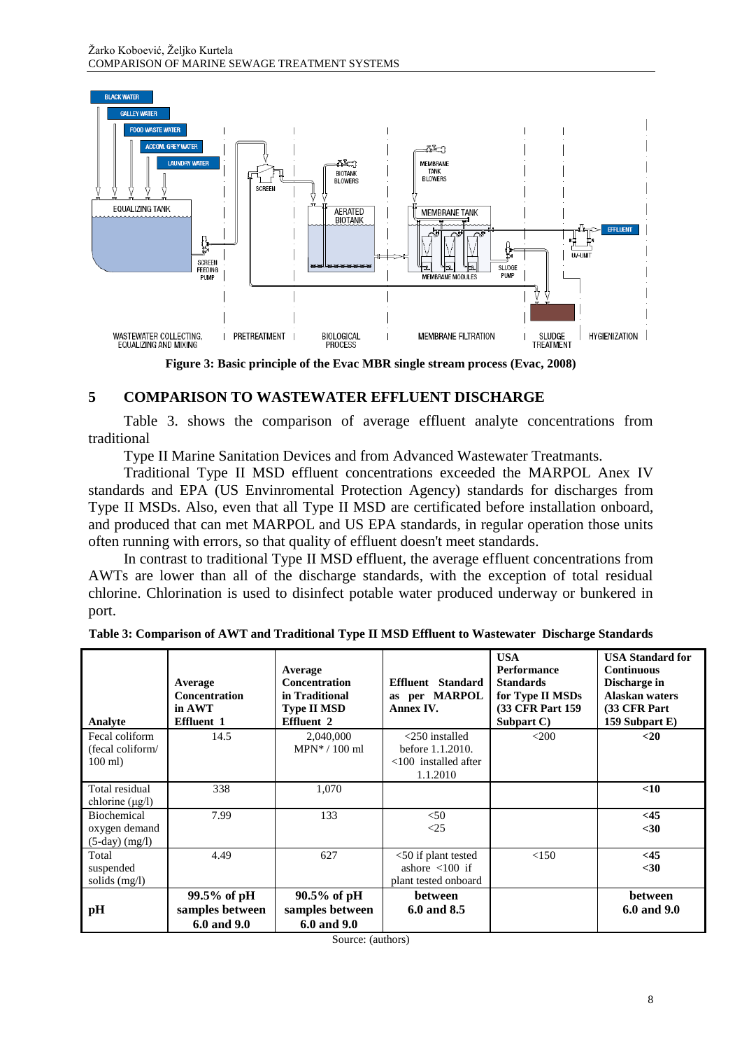Figure 3: Basic principle of the Evac MBR single stream process (Evac, 2008)

## 5 COMPARISON TO WASTEWATER EFFLUENT DISCHARGE

Table 3. shows the comparison of average effluent analyte concentrations from traditional

Type II Marine Sanitation Devices and from Advanced Wastewater Treatmants.

Traditional Type II MSD effluent concentrations exceeded the MARPOL Anex IV standards and EPA (US Envinromental Protection Agency) standards for discharges from Type II MSDs. Also, even that all Type II MSD are certificated before installation onboard, and produced that can met MARPOL and US EPA standards, in regular operation those units often running with errors, so that quality of effluent doesn't meet standards.

In contrast to traditional Type II MSD effluent, the average effluent concentrations from AWTs are lower than all of the discharge standards, with the exception of total residual chlorine. Chlorination is used to disinfect potable water produced underway or bunkered in port.

**Table 3: Comparison of AWT and Traditional Type II MSD Effluent to Wastewater Discharge Standards**

| Analyte | Average Concentration in AWT Effluent 1 | Average Concentration in Traditional Type II MSD Effluent 2 | Effluent Standard as per MARPOL Annex IV. | USA Performance Standards for Type II MSDs (33 CFR Part 159 Subpart C) | USA Standard for Continuous Discharge in Alaskan waters (33 CFR Part 159 Subpart E) |
|---|---|---|---|---|---|
| Fecal coliform (fecal coliform/ 100 ml) | 14.5 | 2,040,000 MPN* / 100 ml | <250 installed before 1.1.2010. <100 installed after 1.1.2010 | <200 | **<20** |
| Total residual chlorine (μg/l) | 338 | 1,070 | | | **<10** |
| Biochemical oxygen demand (5-day) (mg/l) | 7.99 | 133 | <50 <25 | | **<45 <30** |
| Total suspended solids (mg/l) | 4.49 | 627 | <50 if plant tested ashore <100 if plant tested onboard | <150 | **<45 <30** |
| **pH** | **99.5% of pH samples between 6.0 and 9.0** | **90.5% of pH samples between 6.0 and 9.0** | **between 6.0 and 8.5** | | **between 6.0 and 9.0** |

Source: (authors)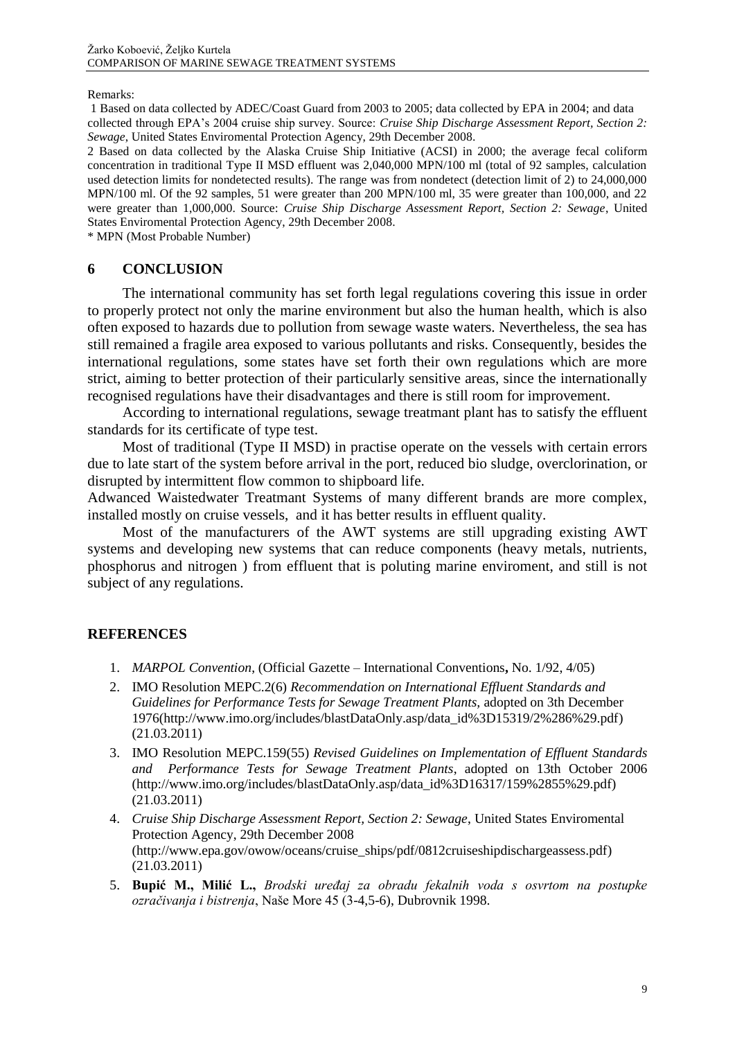Remarks:

1 Based on data collected by ADEC/Coast Guard from 2003 to 2005; data collected by EPA in 2004; and data collected through EPA's 2004 cruise ship survey. Source: *Cruise Ship Discharge Assessment Report, Section 2: Sewage*, United States Enviromental Protection Agency, 29th December 2008.

2 Based on data collected by the Alaska Cruise Ship Initiative (ACSI) in 2000; the average fecal coliform concentration in traditional Type II MSD effluent was 2,040,000 MPN/100 ml (total of 92 samples, calculation used detection limits for nondetected results). The range was from nondetect (detection limit of 2) to 24,000,000 MPN/100 ml. Of the 92 samples, 51 were greater than 200 MPN/100 ml, 35 were greater than 100,000, and 22 were greater than 1,000,000. Source: *Cruise Ship Discharge Assessment Report, Section 2: Sewage*, United States Enviromental Protection Agency, 29th December 2008.

\* MPN (Most Probable Number)

## 6 CONCLUSION

The international community has set forth legal regulations covering this issue in order to properly protect not only the marine environment but also the human health, which is also often exposed to hazards due to pollution from sewage waste waters. Nevertheless, the sea has still remained a fragile area exposed to various pollutants and risks. Consequently, besides the international regulations, some states have set forth their own regulations which are more strict, aiming to better protection of their particularly sensitive areas, since the internationally recognised regulations have their disadvantages and there is still room for improvement.

According to international regulations, sewage treatmant plant has to satisfy the effluent standards for its certificate of type test.

Most of traditional (Type II MSD) in practise operate on the vessels with certain errors due to late start of the system before arrival in the port, reduced bio sludge, overclorination, or disrupted by intermittent flow common to shipboard life.

Adwanced Waistedwater Treatmant Systems of many different brands are more complex, installed mostly on cruise vessels, and it has better results in effluent quality.

Most of the manufacturers of the AWT systems are still upgrading existing AWT systems and developing new systems that can reduce components (heavy metals, nutrients, phosphorus and nitrogen ) from effluent that is poluting marine enviroment, and still is not subject of any regulations.

## REFERENCES

1. *MARPOL Convention*, (Official Gazette – International Conventions**,** No. 1/92, 4/05)
2. IMO Resolution MEPC.2(6) *Recommendation on International Effluent Standards and Guidelines for Performance Tests for Sewage Treatment Plants*, adopted on 3th December 1976(http://www.imo.org/includes/blastDataOnly.asp/data_id%3D15319/2%286%29.pdf) (21.03.2011)
3. IMO Resolution MEPC.159(55) *Revised Guidelines on Implementation of Effluent Standards and Performance Tests for Sewage Treatment Plants*, adopted on 13th October 2006 (http://www.imo.org/includes/blastDataOnly.asp/data_id%3D16317/159%2855%29.pdf) (21.03.2011)
4. *Cruise Ship Discharge Assessment Report, Section 2: Sewage*, United States Enviromental Protection Agency, 29th December 2008 (http://www.epa.gov/owow/oceans/cruise_ships/pdf/0812cruiseshipdischargeassess.pdf) (21.03.2011)
5. **Bupić M., Milić L.,** *Brodski uređaj za obradu fekalnih voda s osvrtom na postupke ozračivanja i bistrenja*, Naše More 45 (3-4,5-6), Dubrovnik 1998.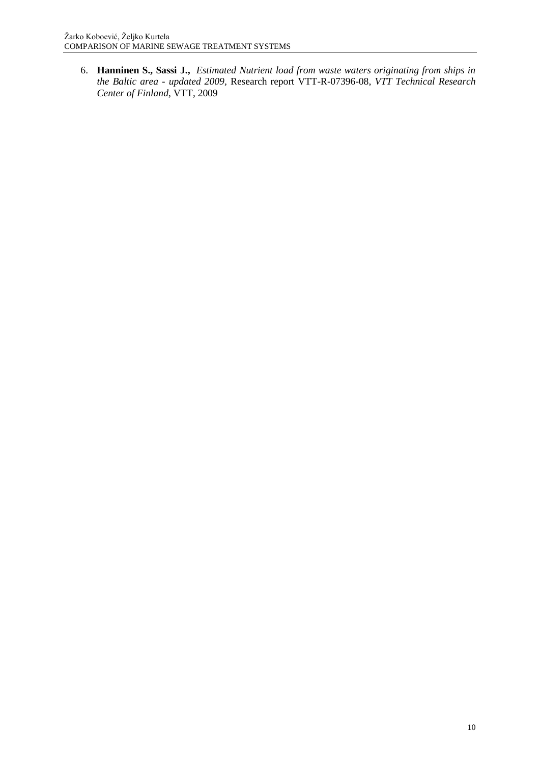6. **Hanninen S., Sassi J.,** *Estimated Nutrient load from waste waters originating from ships in the Baltic area - updated 2009*, Research report VTT-R-07396-08, *VTT Technical Research Center of Finland*, VTT, 2009